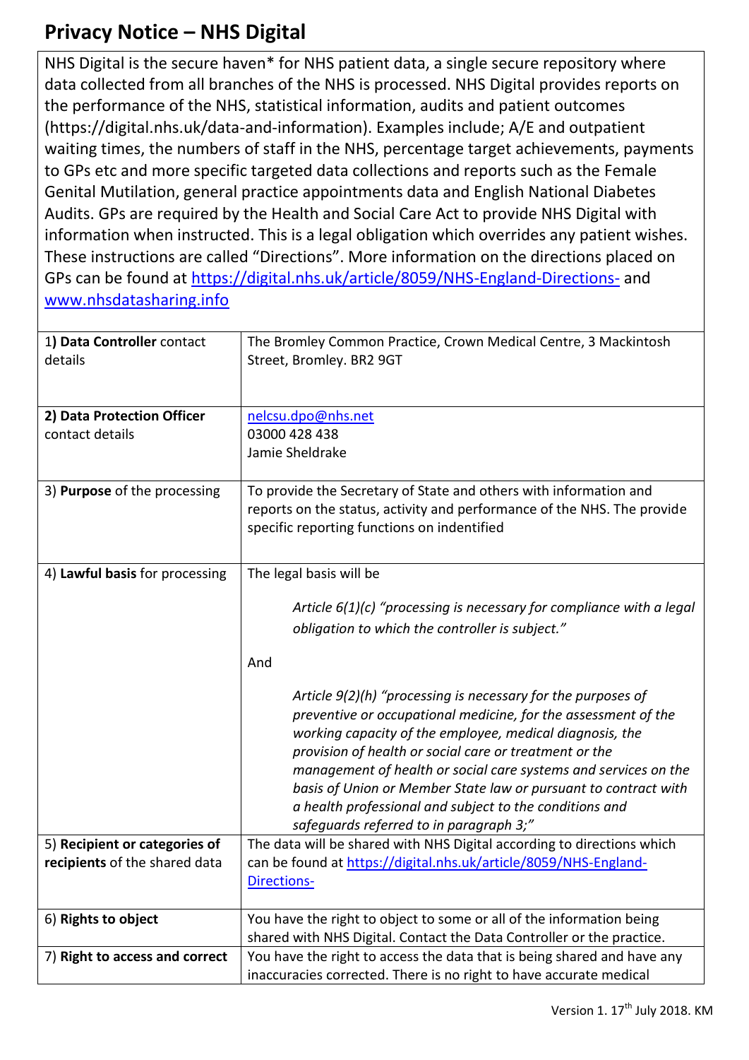# Privacy Notice – NHS Digital

| NHS Digital is the secure haven* for NHS patient data, a single secure repository where data collected from all branches of the NHS is processed. NHS Digital provides reports on the performance of the NHS, statistical information, audits and patient outcomes (https://digital.nhs.uk/data-and-information). Examples include; A/E and outpatient waiting times, the numbers of staff in the NHS, percentage target achievements, payments to GPs etc and more specific targeted data collections and reports such as the Female Genital Mutilation, general practice appointments data and English National Diabetes Audits. GPs are required by the Health and Social Care Act to provide NHS Digital with information when instructed. This is a legal obligation which overrides any patient wishes. These instructions are called "Directions". More information on the directions placed on GPs can be found at https://digital.nhs.uk/article/8059/NHS-England-Directions- and www.nhsdatasharing.info | |
|---|---|
| 1) **Data Controller** contact details | The Bromley Common Practice, Crown Medical Centre, 3 Mackintosh Street, Bromley. BR2 9GT |
| 2) **Data Protection Officer** contact details | nelcsu.dpo@nhs.net<br>03000 428 438<br>Jamie Sheldrake |
| 3) **Purpose** of the processing | To provide the Secretary of State and others with information and reports on the status, activity and performance of the NHS. The provide specific reporting functions on indentified |
| 4) **Lawful basis** for processing | The legal basis will be<br><br>*Article 6(1)(c) "processing is necessary for compliance with a legal obligation to which the controller is subject."*<br><br>And<br><br>*Article 9(2)(h) "processing is necessary for the purposes of preventive or occupational medicine, for the assessment of the working capacity of the employee, medical diagnosis, the provision of health or social care or treatment or the management of health or social care systems and services on the basis of Union or Member State law or pursuant to contract with a health professional and subject to the conditions and safeguards referred to in paragraph 3;"* |
| 5) **Recipient or categories of recipients** of the shared data | The data will be shared with NHS Digital according to directions which can be found at https://digital.nhs.uk/article/8059/NHS-England-Directions- |
| 6) **Rights to object** | You have the right to object to some or all of the information being shared with NHS Digital. Contact the Data Controller or the practice. |
| 7) **Right to access and correct** | You have the right to access the data that is being shared and have any inaccuracies corrected. There is no right to have accurate medical |

Version 1. 17th July 2018. KM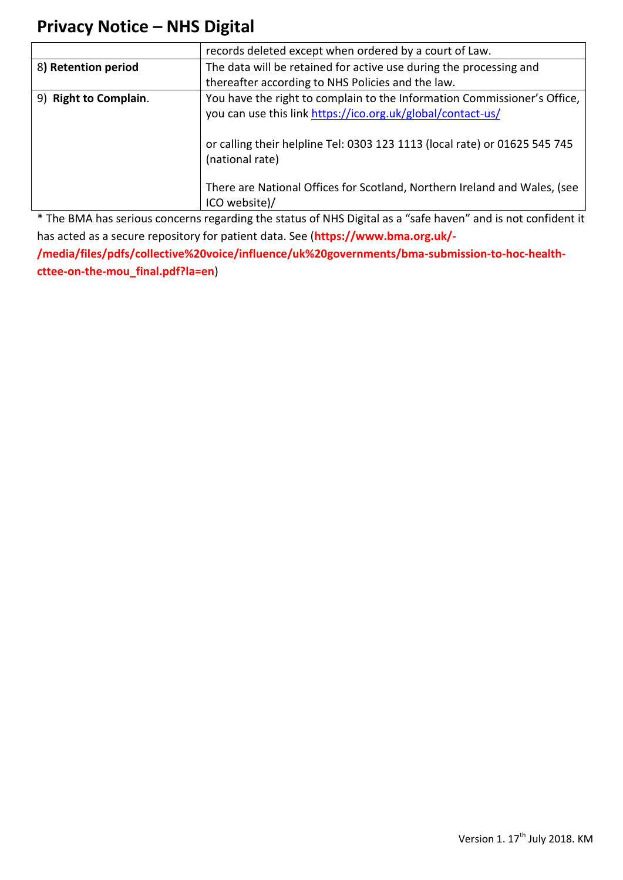| | |
|---|---|
| | records deleted except when ordered by a court of Law. |
| 8) **Retention period** | The data will be retained for active use during the processing and thereafter according to NHS Policies and the law. |
| 9) **Right to Complain**. | You have the right to complain to the Information Commissioner's Office, you can use this link https://ico.org.uk/global/contact-us/ <br><br> or calling their helpline Tel: 0303 123 1113 (local rate) or 01625 545 745 (national rate) <br><br> There are National Offices for Scotland, Northern Ireland and Wales, (see ICO website)/ |

* The BMA has serious concerns regarding the status of NHS Digital as a "safe haven" and is not confident it has acted as a secure repository for patient data. See (**https://www.bma.org.uk/-/media/files/pdfs/collective%20voice/influence/uk%20governments/bma-submission-to-hoc-health-cttee-on-the-mou_final.pdf?la=en**)

Version 1. 17th July 2018. KM